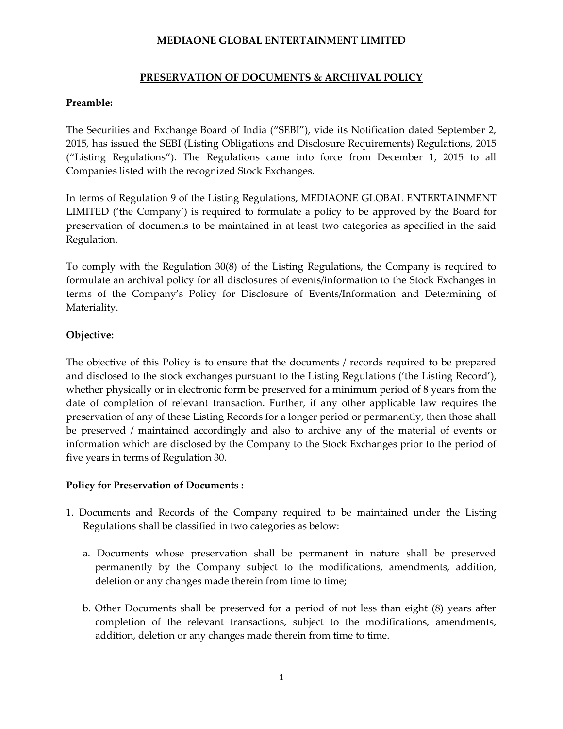# MEDIAONE GLOBAL ENTERTAINMENT LIMITED

## PRESERVATION OF DOCUMENTS & ARCHIVAL POLICY

**Preamble:**

The Securities and Exchange Board of India ("SEBI"), vide its Notification dated September 2, 2015, has issued the SEBI (Listing Obligations and Disclosure Requirements) Regulations, 2015 ("Listing Regulations"). The Regulations came into force from December 1, 2015 to all Companies listed with the recognized Stock Exchanges.

In terms of Regulation 9 of the Listing Regulations, MEDIAONE GLOBAL ENTERTAINMENT LIMITED ('the Company') is required to formulate a policy to be approved by the Board for preservation of documents to be maintained in at least two categories as specified in the said Regulation.

To comply with the Regulation 30(8) of the Listing Regulations, the Company is required to formulate an archival policy for all disclosures of events/information to the Stock Exchanges in terms of the Company's Policy for Disclosure of Events/Information and Determining of Materiality.

**Objective:**

The objective of this Policy is to ensure that the documents / records required to be prepared and disclosed to the stock exchanges pursuant to the Listing Regulations ('the Listing Record'), whether physically or in electronic form be preserved for a minimum period of 8 years from the date of completion of relevant transaction. Further, if any other applicable law requires the preservation of any of these Listing Records for a longer period or permanently, then those shall be preserved / maintained accordingly and also to archive any of the material of events or information which are disclosed by the Company to the Stock Exchanges prior to the period of five years in terms of Regulation 30.

**Policy for Preservation of Documents :**

1. Documents and Records of the Company required to be maintained under the Listing Regulations shall be classified in two categories as below:

   a. Documents whose preservation shall be permanent in nature shall be preserved permanently by the Company subject to the modifications, amendments, addition, deletion or any changes made therein from time to time;

   b. Other Documents shall be preserved for a period of not less than eight (8) years after completion of the relevant transactions, subject to the modifications, amendments, addition, deletion or any changes made therein from time to time.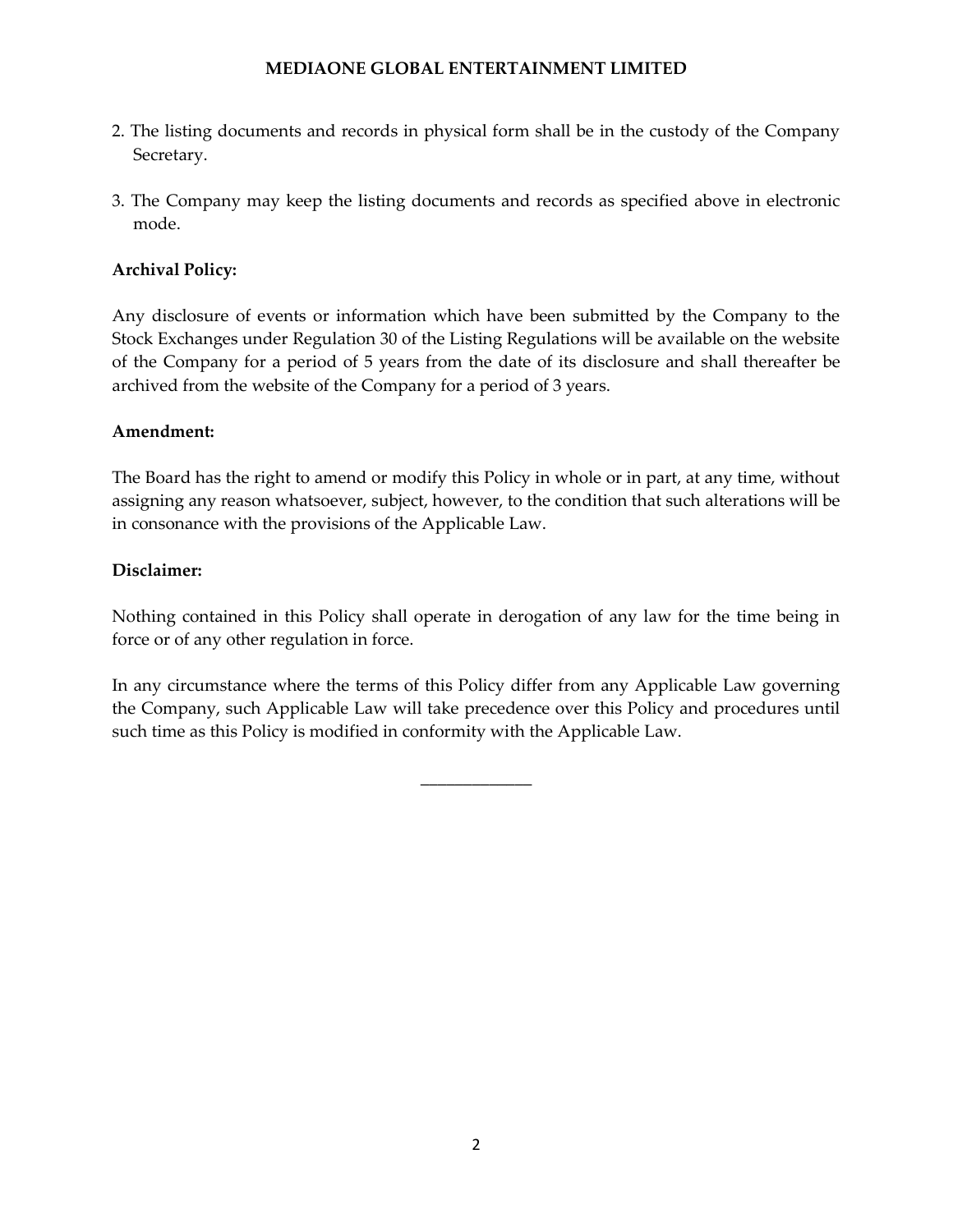2. The listing documents and records in physical form shall be in the custody of the Company Secretary.

3. The Company may keep the listing documents and records as specified above in electronic mode.

**Archival Policy:**

Any disclosure of events or information which have been submitted by the Company to the Stock Exchanges under Regulation 30 of the Listing Regulations will be available on the website of the Company for a period of 5 years from the date of its disclosure and shall thereafter be archived from the website of the Company for a period of 3 years.

**Amendment:**

The Board has the right to amend or modify this Policy in whole or in part, at any time, without assigning any reason whatsoever, subject, however, to the condition that such alterations will be in consonance with the provisions of the Applicable Law.

**Disclaimer:**

Nothing contained in this Policy shall operate in derogation of any law for the time being in force or of any other regulation in force.

In any circumstance where the terms of this Policy differ from any Applicable Law governing the Company, such Applicable Law will take precedence over this Policy and procedures until such time as this Policy is modified in conformity with the Applicable Law.

\_\_\_\_\_\_\_\_\_\_\_\_\_